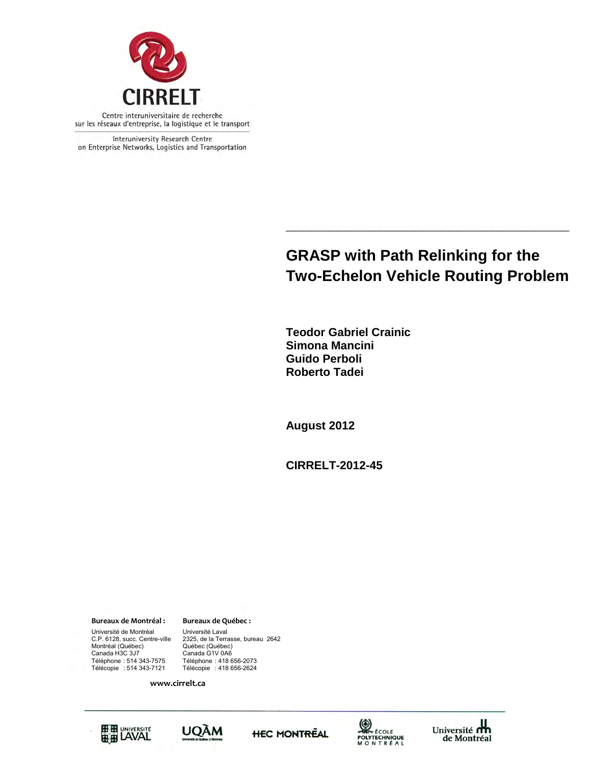CIRRELT

Centre interuniversitaire de recherche sur les réseaux d'entreprise, la logistique et le transport

Interuniversity Research Centre on Enterprise Networks, Logistics and Transportation

# GRASP with Path Relinking for the Two-Echelon Vehicle Routing Problem

**Teodor Gabriel Crainic**
**Simona Mancini**
**Guido Perboli**
**Roberto Tadei**

**August 2012**

**CIRRELT-2012-45**

**Bureaux de Montréal :**
Université de Montréal
C.P. 6128, succ. Centre-ville
Montréal (Québec)
Canada H3C 3J7
Téléphone : 514 343-7575
Télécopie : 514 343-7121

**Bureaux de Québec :**
Université Laval
2325, de la Terrasse, bureau 2642
Québec (Québec)
Canada G1V 0A6
Téléphone : 418 656-2073
Télécopie : 418 656-2624

**www.cirrelt.ca**

Université Laval · UQÀM · HEC Montréal · École Polytechnique Montréal · Université de Montréal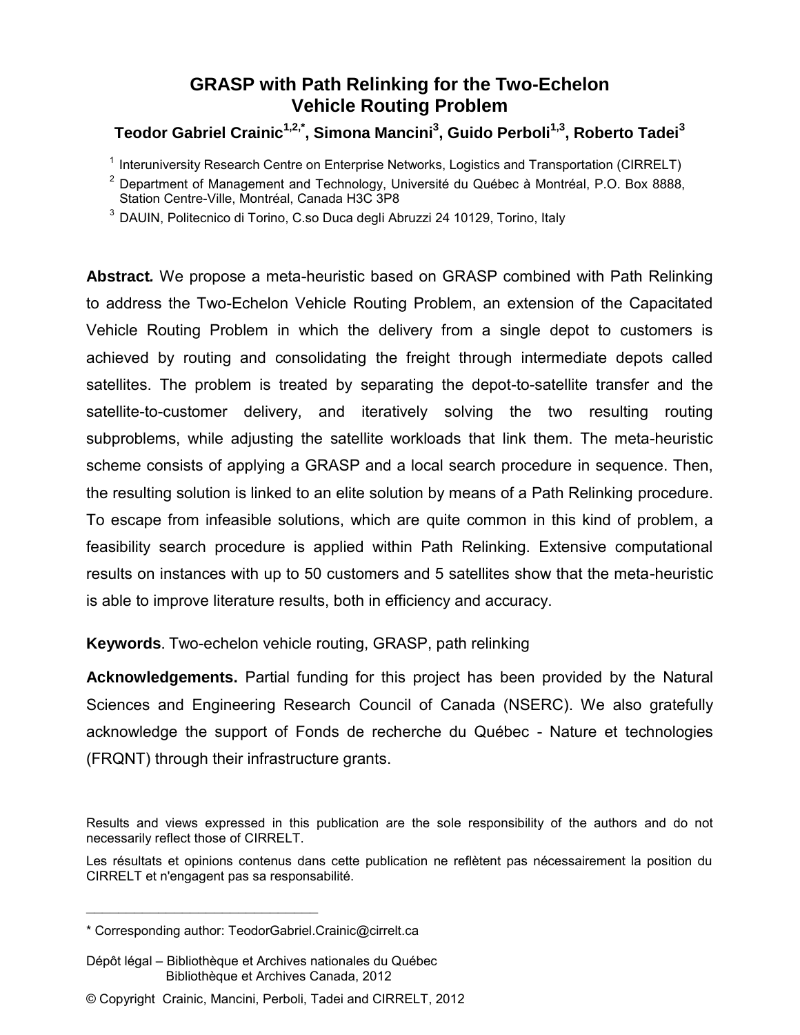# GRASP with Path Relinking for the Two-Echelon Vehicle Routing Problem

**Teodor Gabriel Crainic[1,2,*], Simona Mancini[3], Guido Perboli[1,3], Roberto Tadei[3]**

[1] Interuniversity Research Centre on Enterprise Networks, Logistics and Transportation (CIRRELT)

[2] Department of Management and Technology, Université du Québec à Montréal, P.O. Box 8888, Station Centre-Ville, Montréal, Canada H3C 3P8

[3] DAUIN, Politecnico di Torino, C.so Duca degli Abruzzi 24 10129, Torino, Italy

**Abstract.** We propose a meta-heuristic based on GRASP combined with Path Relinking to address the Two-Echelon Vehicle Routing Problem, an extension of the Capacitated Vehicle Routing Problem in which the delivery from a single depot to customers is achieved by routing and consolidating the freight through intermediate depots called satellites. The problem is treated by separating the depot-to-satellite transfer and the satellite-to-customer delivery, and iteratively solving the two resulting routing subproblems, while adjusting the satellite workloads that link them. The meta-heuristic scheme consists of applying a GRASP and a local search procedure in sequence. Then, the resulting solution is linked to an elite solution by means of a Path Relinking procedure. To escape from infeasible solutions, which are quite common in this kind of problem, a feasibility search procedure is applied within Path Relinking. Extensive computational results on instances with up to 50 customers and 5 satellites show that the meta-heuristic is able to improve literature results, both in efficiency and accuracy.

**Keywords**. Two-echelon vehicle routing, GRASP, path relinking

**Acknowledgements.** Partial funding for this project has been provided by the Natural Sciences and Engineering Research Council of Canada (NSERC). We also gratefully acknowledge the support of Fonds de recherche du Québec - Nature et technologies (FRQNT) through their infrastructure grants.

Results and views expressed in this publication are the sole responsibility of the authors and do not necessarily reflect those of CIRRELT.

Les résultats et opinions contenus dans cette publication ne reflètent pas nécessairement la position du CIRRELT et n'engagent pas sa responsabilité.

\* Corresponding author: TeodorGabriel.Crainic@cirrelt.ca

Dépôt légal – Bibliothèque et Archives nationales du Québec
Bibliothèque et Archives Canada, 2012

© Copyright Crainic, Mancini, Perboli, Tadei and CIRRELT, 2012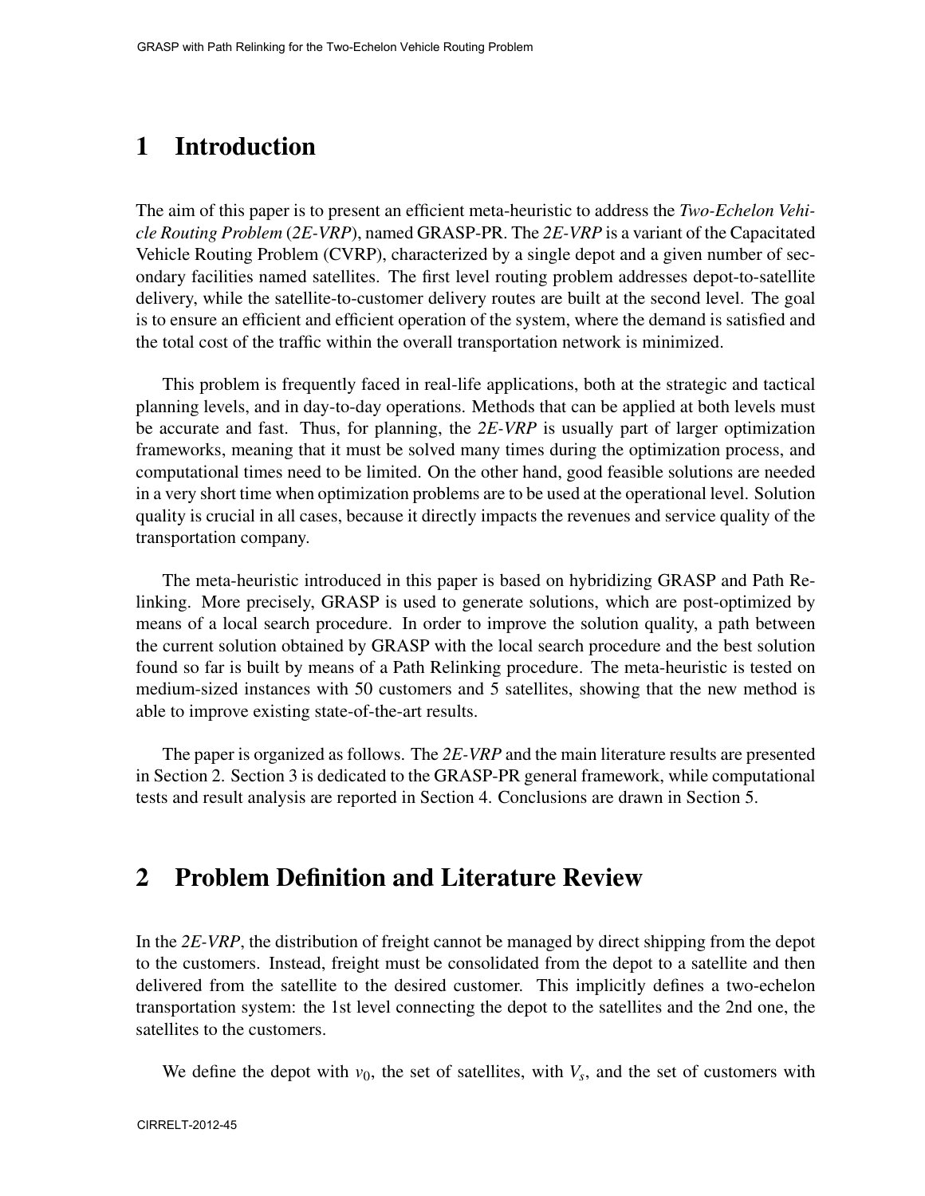# 1 Introduction

The aim of this paper is to present an efficient meta-heuristic to address the *Two-Echelon Vehicle Routing Problem* (*2E-VRP*), named GRASP-PR. The *2E-VRP* is a variant of the Capacitated Vehicle Routing Problem (CVRP), characterized by a single depot and a given number of secondary facilities named satellites. The first level routing problem addresses depot-to-satellite delivery, while the satellite-to-customer delivery routes are built at the second level. The goal is to ensure an efficient and efficient operation of the system, where the demand is satisfied and the total cost of the traffic within the overall transportation network is minimized.

This problem is frequently faced in real-life applications, both at the strategic and tactical planning levels, and in day-to-day operations. Methods that can be applied at both levels must be accurate and fast. Thus, for planning, the *2E-VRP* is usually part of larger optimization frameworks, meaning that it must be solved many times during the optimization process, and computational times need to be limited. On the other hand, good feasible solutions are needed in a very short time when optimization problems are to be used at the operational level. Solution quality is crucial in all cases, because it directly impacts the revenues and service quality of the transportation company.

The meta-heuristic introduced in this paper is based on hybridizing GRASP and Path Relinking. More precisely, GRASP is used to generate solutions, which are post-optimized by means of a local search procedure. In order to improve the solution quality, a path between the current solution obtained by GRASP with the local search procedure and the best solution found so far is built by means of a Path Relinking procedure. The meta-heuristic is tested on medium-sized instances with 50 customers and 5 satellites, showing that the new method is able to improve existing state-of-the-art results.

The paper is organized as follows. The *2E-VRP* and the main literature results are presented in Section 2. Section 3 is dedicated to the GRASP-PR general framework, while computational tests and result analysis are reported in Section 4. Conclusions are drawn in Section 5.

# 2 Problem Definition and Literature Review

In the *2E-VRP*, the distribution of freight cannot be managed by direct shipping from the depot to the customers. Instead, freight must be consolidated from the depot to a satellite and then delivered from the satellite to the desired customer. This implicitly defines a two-echelon transportation system: the 1st level connecting the depot to the satellites and the 2nd one, the satellites to the customers.

We define the depot with $v_0$, the set of satellites, with $V_s$, and the set of customers with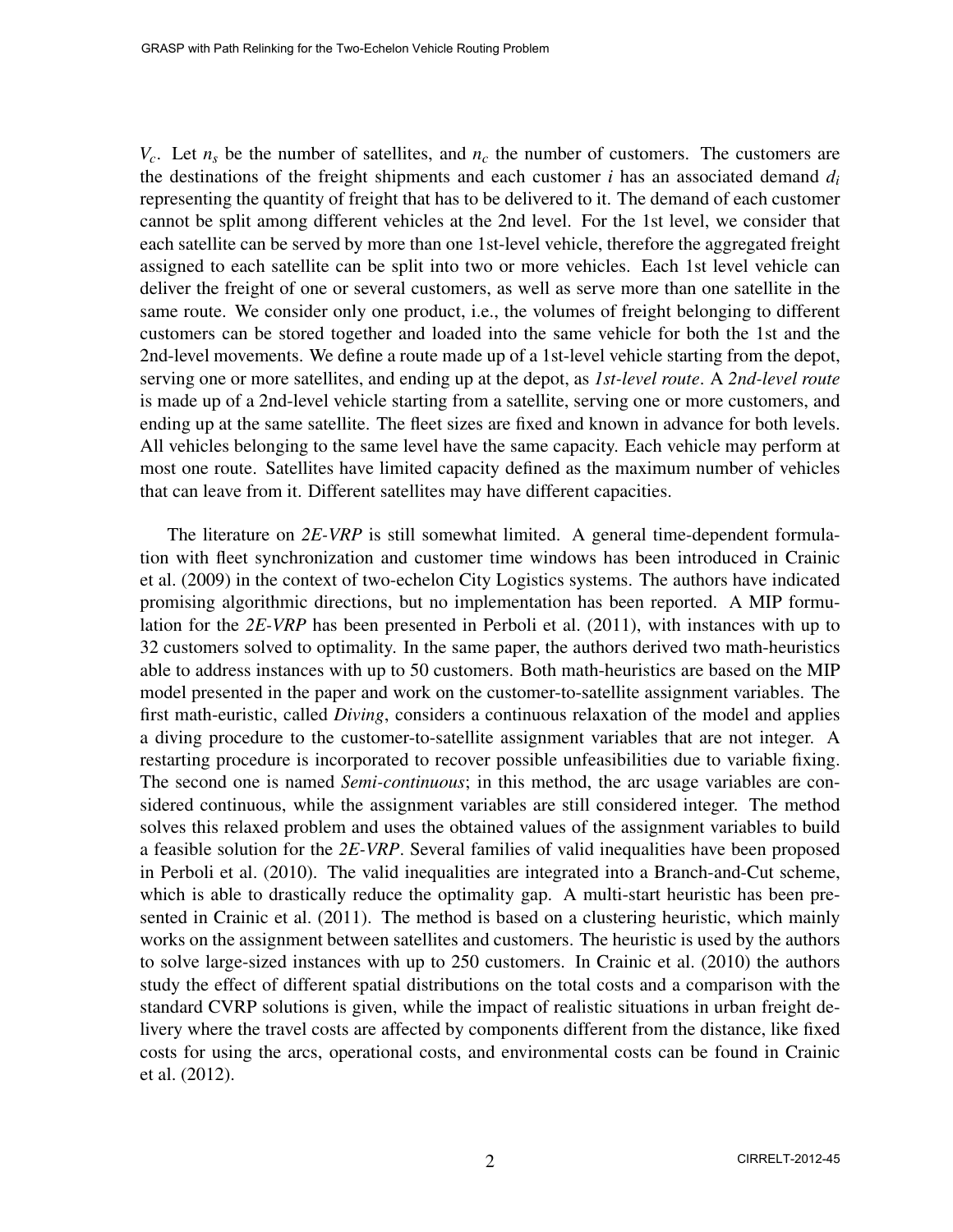$V_c$. Let $n_s$ be the number of satellites, and $n_c$ the number of customers. The customers are the destinations of the freight shipments and each customer $i$ has an associated demand $d_i$ representing the quantity of freight that has to be delivered to it. The demand of each customer cannot be split among different vehicles at the 2nd level. For the 1st level, we consider that each satellite can be served by more than one 1st-level vehicle, therefore the aggregated freight assigned to each satellite can be split into two or more vehicles. Each 1st level vehicle can deliver the freight of one or several customers, as well as serve more than one satellite in the same route. We consider only one product, i.e., the volumes of freight belonging to different customers can be stored together and loaded into the same vehicle for both the 1st and the 2nd-level movements. We define a route made up of a 1st-level vehicle starting from the depot, serving one or more satellites, and ending up at the depot, as *1st-level route*. A *2nd-level route* is made up of a 2nd-level vehicle starting from a satellite, serving one or more customers, and ending up at the same satellite. The fleet sizes are fixed and known in advance for both levels. All vehicles belonging to the same level have the same capacity. Each vehicle may perform at most one route. Satellites have limited capacity defined as the maximum number of vehicles that can leave from it. Different satellites may have different capacities.

The literature on *2E-VRP* is still somewhat limited. A general time-dependent formulation with fleet synchronization and customer time windows has been introduced in Crainic et al. (2009) in the context of two-echelon City Logistics systems. The authors have indicated promising algorithmic directions, but no implementation has been reported. A MIP formulation for the *2E-VRP* has been presented in Perboli et al. (2011), with instances with up to 32 customers solved to optimality. In the same paper, the authors derived two math-heuristics able to address instances with up to 50 customers. Both math-heuristics are based on the MIP model presented in the paper and work on the customer-to-satellite assignment variables. The first math-euristic, called *Diving*, considers a continuous relaxation of the model and applies a diving procedure to the customer-to-satellite assignment variables that are not integer. A restarting procedure is incorporated to recover possible unfeasibilities due to variable fixing. The second one is named *Semi-continuous*; in this method, the arc usage variables are considered continuous, while the assignment variables are still considered integer. The method solves this relaxed problem and uses the obtained values of the assignment variables to build a feasible solution for the *2E-VRP*. Several families of valid inequalities have been proposed in Perboli et al. (2010). The valid inequalities are integrated into a Branch-and-Cut scheme, which is able to drastically reduce the optimality gap. A multi-start heuristic has been presented in Crainic et al. (2011). The method is based on a clustering heuristic, which mainly works on the assignment between satellites and customers. The heuristic is used by the authors to solve large-sized instances with up to 250 customers. In Crainic et al. (2010) the authors study the effect of different spatial distributions on the total costs and a comparison with the standard CVRP solutions is given, while the impact of realistic situations in urban freight delivery where the travel costs are affected by components different from the distance, like fixed costs for using the arcs, operational costs, and environmental costs can be found in Crainic et al. (2012).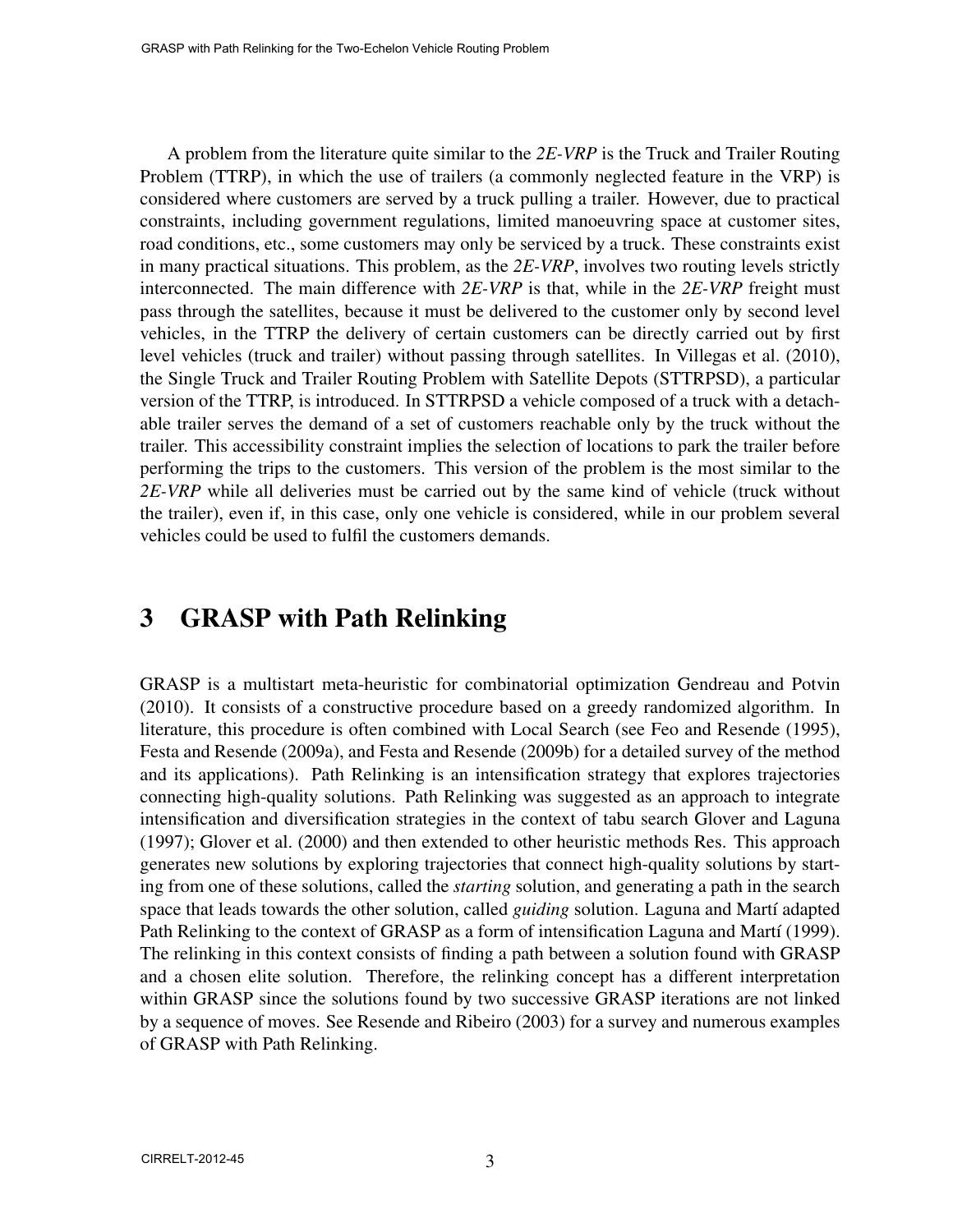A problem from the literature quite similar to the *2E-VRP* is the Truck and Trailer Routing Problem (TTRP), in which the use of trailers (a commonly neglected feature in the VRP) is considered where customers are served by a truck pulling a trailer. However, due to practical constraints, including government regulations, limited manoeuvring space at customer sites, road conditions, etc., some customers may only be serviced by a truck. These constraints exist in many practical situations. This problem, as the *2E-VRP*, involves two routing levels strictly interconnected. The main difference with *2E-VRP* is that, while in the *2E-VRP* freight must pass through the satellites, because it must be delivered to the customer only by second level vehicles, in the TTRP the delivery of certain customers can be directly carried out by first level vehicles (truck and trailer) without passing through satellites. In Villegas et al. (2010), the Single Truck and Trailer Routing Problem with Satellite Depots (STTRPSD), a particular version of the TTRP, is introduced. In STTRPSD a vehicle composed of a truck with a detachable trailer serves the demand of a set of customers reachable only by the truck without the trailer. This accessibility constraint implies the selection of locations to park the trailer before performing the trips to the customers. This version of the problem is the most similar to the *2E-VRP* while all deliveries must be carried out by the same kind of vehicle (truck without the trailer), even if, in this case, only one vehicle is considered, while in our problem several vehicles could be used to fulfil the customers demands.

# 3 GRASP with Path Relinking

GRASP is a multistart meta-heuristic for combinatorial optimization Gendreau and Potvin (2010). It consists of a constructive procedure based on a greedy randomized algorithm. In literature, this procedure is often combined with Local Search (see Feo and Resende (1995), Festa and Resende (2009a), and Festa and Resende (2009b) for a detailed survey of the method and its applications). Path Relinking is an intensification strategy that explores trajectories connecting high-quality solutions. Path Relinking was suggested as an approach to integrate intensification and diversification strategies in the context of tabu search Glover and Laguna (1997); Glover et al. (2000) and then extended to other heuristic methods Res. This approach generates new solutions by exploring trajectories that connect high-quality solutions by starting from one of these solutions, called the *starting* solution, and generating a path in the search space that leads towards the other solution, called *guiding* solution. Laguna and Martí adapted Path Relinking to the context of GRASP as a form of intensification Laguna and Martí (1999). The relinking in this context consists of finding a path between a solution found with GRASP and a chosen elite solution. Therefore, the relinking concept has a different interpretation within GRASP since the solutions found by two successive GRASP iterations are not linked by a sequence of moves. See Resende and Ribeiro (2003) for a survey and numerous examples of GRASP with Path Relinking.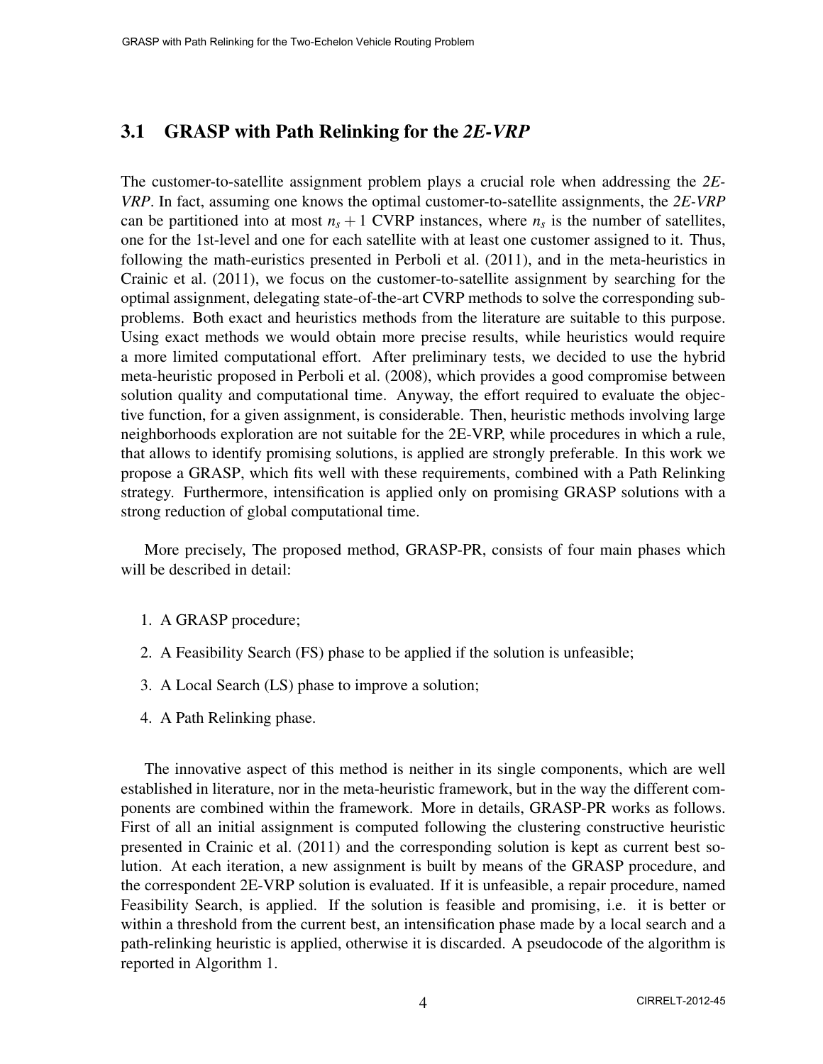## 3.1 GRASP with Path Relinking for the *2E-VRP*

The customer-to-satellite assignment problem plays a crucial role when addressing the *2E-VRP*. In fact, assuming one knows the optimal customer-to-satellite assignments, the *2E-VRP* can be partitioned into at most $n_s + 1$ CVRP instances, where $n_s$ is the number of satellites, one for the 1st-level and one for each satellite with at least one customer assigned to it. Thus, following the math-euristics presented in Perboli et al. (2011), and in the meta-heuristics in Crainic et al. (2011), we focus on the customer-to-satellite assignment by searching for the optimal assignment, delegating state-of-the-art CVRP methods to solve the corresponding subproblems. Both exact and heuristics methods from the literature are suitable to this purpose. Using exact methods we would obtain more precise results, while heuristics would require a more limited computational effort. After preliminary tests, we decided to use the hybrid meta-heuristic proposed in Perboli et al. (2008), which provides a good compromise between solution quality and computational time. Anyway, the effort required to evaluate the objective function, for a given assignment, is considerable. Then, heuristic methods involving large neighborhoods exploration are not suitable for the 2E-VRP, while procedures in which a rule, that allows to identify promising solutions, is applied are strongly preferable. In this work we propose a GRASP, which fits well with these requirements, combined with a Path Relinking strategy. Furthermore, intensification is applied only on promising GRASP solutions with a strong reduction of global computational time.

More precisely, The proposed method, GRASP-PR, consists of four main phases which will be described in detail:

1. A GRASP procedure;
2. A Feasibility Search (FS) phase to be applied if the solution is unfeasible;
3. A Local Search (LS) phase to improve a solution;
4. A Path Relinking phase.

The innovative aspect of this method is neither in its single components, which are well established in literature, nor in the meta-heuristic framework, but in the way the different components are combined within the framework. More in details, GRASP-PR works as follows. First of all an initial assignment is computed following the clustering constructive heuristic presented in Crainic et al. (2011) and the corresponding solution is kept as current best solution. At each iteration, a new assignment is built by means of the GRASP procedure, and the correspondent 2E-VRP solution is evaluated. If it is unfeasible, a repair procedure, named Feasibility Search, is applied. If the solution is feasible and promising, i.e. it is better or within a threshold from the current best, an intensification phase made by a local search and a path-relinking heuristic is applied, otherwise it is discarded. A pseudocode of the algorithm is reported in Algorithm 1.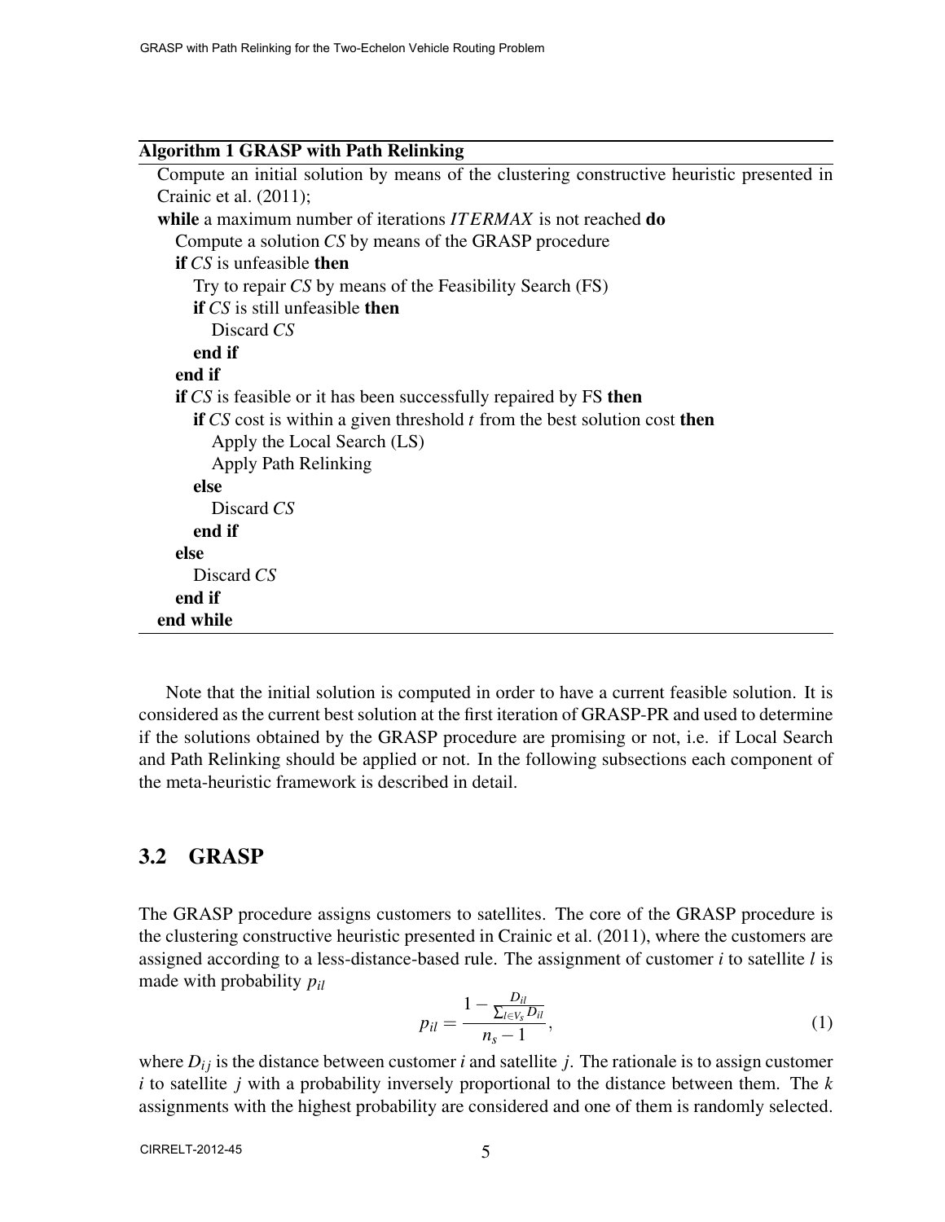**Algorithm 1 GRASP with Path Relinking**

```
Compute an initial solution by means of the clustering constructive heuristic presented in
Crainic et al. (2011);
while a maximum number of iterations ITERMAX is not reached do
   Compute a solution CS by means of the GRASP procedure
   if CS is unfeasible then
      Try to repair CS by means of the Feasibility Search (FS)
      if CS is still unfeasible then
         Discard CS
      end if
   end if
   if CS is feasible or it has been successfully repaired by FS then
      if CS cost is within a given threshold t from the best solution cost then
         Apply the Local Search (LS)
         Apply Path Relinking
      else
         Discard CS
      end if
   else
      Discard CS
   end if
end while
```

Note that the initial solution is computed in order to have a current feasible solution. It is considered as the current best solution at the first iteration of GRASP-PR and used to determine if the solutions obtained by the GRASP procedure are promising or not, i.e. if Local Search and Path Relinking should be applied or not. In the following subsections each component of the meta-heuristic framework is described in detail.

## 3.2 GRASP

The GRASP procedure assigns customers to satellites. The core of the GRASP procedure is the clustering constructive heuristic presented in Crainic et al. (2011), where the customers are assigned according to a less-distance-based rule. The assignment of customer $i$ to satellite $l$ is made with probability $p_{il}$

$$p_{il} = \frac{1 - \frac{D_{il}}{\sum_{l \in V_s} D_{il}}}{n_s - 1}, \tag{1}$$

where $D_{ij}$ is the distance between customer $i$ and satellite $j$. The rationale is to assign customer $i$ to satellite $j$ with a probability inversely proportional to the distance between them. The $k$ assignments with the highest probability are considered and one of them is randomly selected.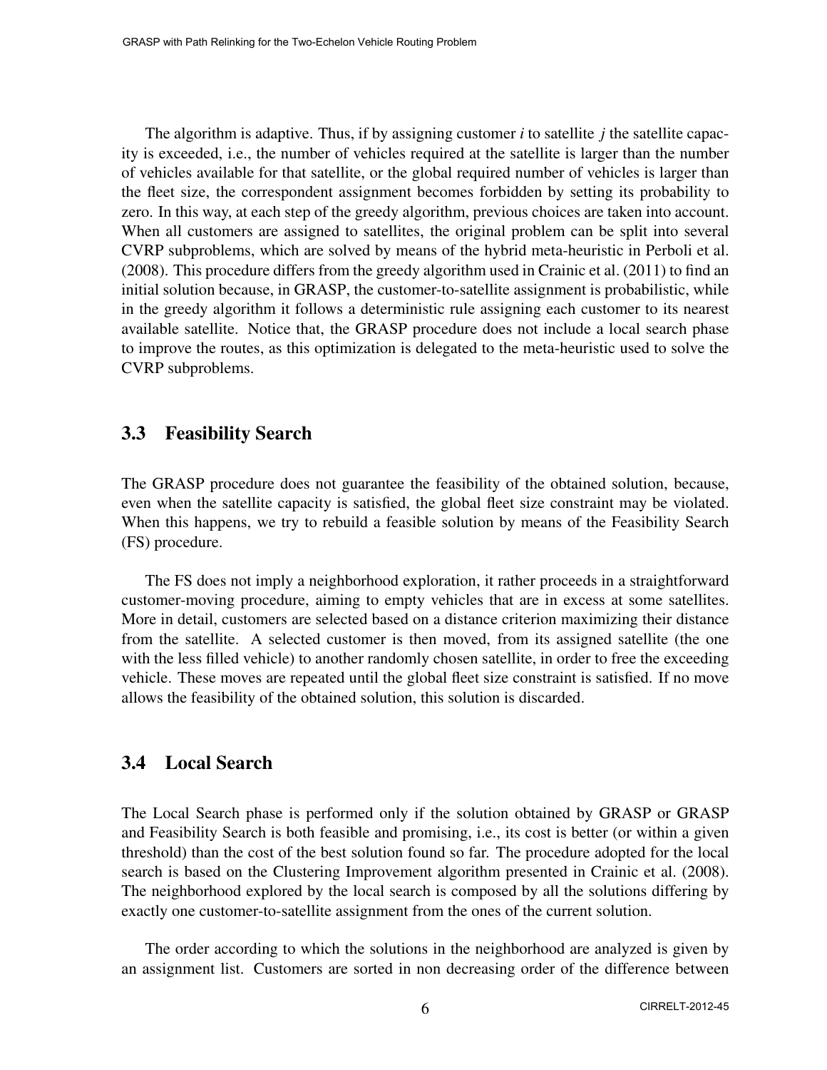The algorithm is adaptive. Thus, if by assigning customer $i$ to satellite $j$ the satellite capacity is exceeded, i.e., the number of vehicles required at the satellite is larger than the number of vehicles available for that satellite, or the global required number of vehicles is larger than the fleet size, the correspondent assignment becomes forbidden by setting its probability to zero. In this way, at each step of the greedy algorithm, previous choices are taken into account. When all customers are assigned to satellites, the original problem can be split into several CVRP subproblems, which are solved by means of the hybrid meta-heuristic in Perboli et al. (2008). This procedure differs from the greedy algorithm used in Crainic et al. (2011) to find an initial solution because, in GRASP, the customer-to-satellite assignment is probabilistic, while in the greedy algorithm it follows a deterministic rule assigning each customer to its nearest available satellite. Notice that, the GRASP procedure does not include a local search phase to improve the routes, as this optimization is delegated to the meta-heuristic used to solve the CVRP subproblems.

## 3.3 Feasibility Search

The GRASP procedure does not guarantee the feasibility of the obtained solution, because, even when the satellite capacity is satisfied, the global fleet size constraint may be violated. When this happens, we try to rebuild a feasible solution by means of the Feasibility Search (FS) procedure.

The FS does not imply a neighborhood exploration, it rather proceeds in a straightforward customer-moving procedure, aiming to empty vehicles that are in excess at some satellites. More in detail, customers are selected based on a distance criterion maximizing their distance from the satellite. A selected customer is then moved, from its assigned satellite (the one with the less filled vehicle) to another randomly chosen satellite, in order to free the exceeding vehicle. These moves are repeated until the global fleet size constraint is satisfied. If no move allows the feasibility of the obtained solution, this solution is discarded.

## 3.4 Local Search

The Local Search phase is performed only if the solution obtained by GRASP or GRASP and Feasibility Search is both feasible and promising, i.e., its cost is better (or within a given threshold) than the cost of the best solution found so far. The procedure adopted for the local search is based on the Clustering Improvement algorithm presented in Crainic et al. (2008). The neighborhood explored by the local search is composed by all the solutions differing by exactly one customer-to-satellite assignment from the ones of the current solution.

The order according to which the solutions in the neighborhood are analyzed is given by an assignment list. Customers are sorted in non decreasing order of the difference between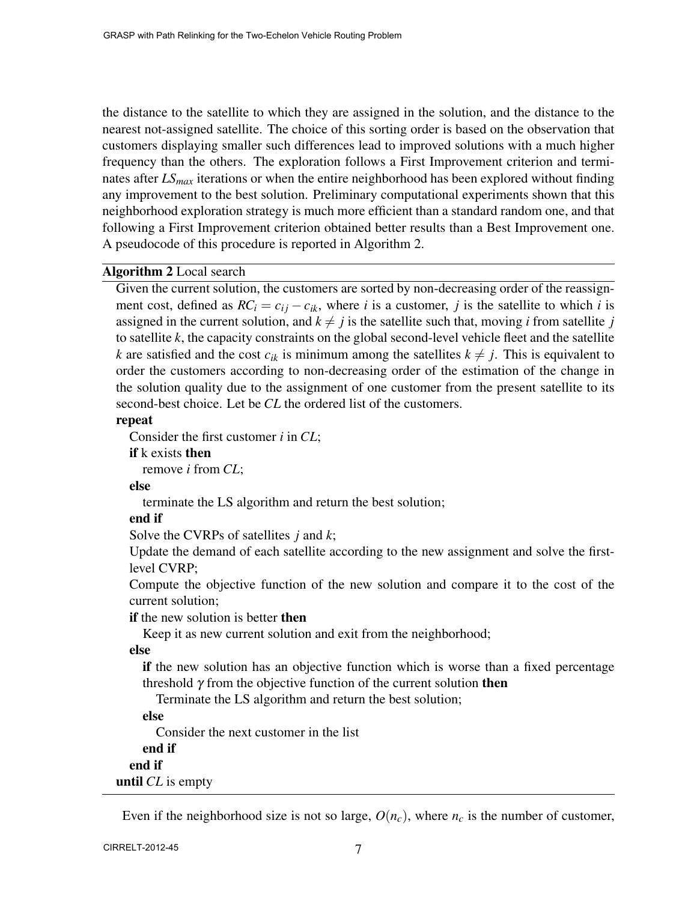the distance to the satellite to which they are assigned in the solution, and the distance to the nearest not-assigned satellite. The choice of this sorting order is based on the observation that customers displaying smaller such differences lead to improved solutions with a much higher frequency than the others. The exploration follows a First Improvement criterion and terminates after $LS_{max}$ iterations or when the entire neighborhood has been explored without finding any improvement to the best solution. Preliminary computational experiments shown that this neighborhood exploration strategy is much more efficient than a standard random one, and that following a First Improvement criterion obtained better results than a Best Improvement one. A pseudocode of this procedure is reported in Algorithm 2.

---

**Algorithm 2** Local search

Given the current solution, the customers are sorted by non-decreasing order of the reassignment cost, defined as $RC_i = c_{ij} - c_{ik}$, where $i$ is a customer, $j$ is the satellite to which $i$ is assigned in the current solution, and $k \neq j$ is the satellite such that, moving $i$ from satellite $j$ to satellite $k$, the capacity constraints on the global second-level vehicle fleet and the satellite $k$ are satisfied and the cost $c_{ik}$ is minimum among the satellites $k \neq j$. This is equivalent to order the customers according to non-decreasing order of the estimation of the change in the solution quality due to the assignment of one customer from the present satellite to its second-best choice. Let be $CL$ the ordered list of the customers.

**repeat**
&nbsp;&nbsp;&nbsp;&nbsp;Consider the first customer $i$ in $CL$;
&nbsp;&nbsp;&nbsp;&nbsp;**if** k exists **then**
&nbsp;&nbsp;&nbsp;&nbsp;&nbsp;&nbsp;&nbsp;&nbsp;remove $i$ from $CL$;
&nbsp;&nbsp;&nbsp;&nbsp;**else**
&nbsp;&nbsp;&nbsp;&nbsp;&nbsp;&nbsp;&nbsp;&nbsp;terminate the LS algorithm and return the best solution;
&nbsp;&nbsp;&nbsp;&nbsp;**end if**
&nbsp;&nbsp;&nbsp;&nbsp;Solve the CVRPs of satellites $j$ and $k$;
&nbsp;&nbsp;&nbsp;&nbsp;Update the demand of each satellite according to the new assignment and solve the first-level CVRP;
&nbsp;&nbsp;&nbsp;&nbsp;Compute the objective function of the new solution and compare it to the cost of the current solution;
&nbsp;&nbsp;&nbsp;&nbsp;**if** the new solution is better **then**
&nbsp;&nbsp;&nbsp;&nbsp;&nbsp;&nbsp;&nbsp;&nbsp;Keep it as new current solution and exit from the neighborhood;
&nbsp;&nbsp;&nbsp;&nbsp;**else**
&nbsp;&nbsp;&nbsp;&nbsp;&nbsp;&nbsp;&nbsp;&nbsp;**if** the new solution has an objective function which is worse than a fixed percentage threshold $\gamma$ from the objective function of the current solution **then**
&nbsp;&nbsp;&nbsp;&nbsp;&nbsp;&nbsp;&nbsp;&nbsp;&nbsp;&nbsp;&nbsp;&nbsp;Terminate the LS algorithm and return the best solution;
&nbsp;&nbsp;&nbsp;&nbsp;&nbsp;&nbsp;&nbsp;&nbsp;**else**
&nbsp;&nbsp;&nbsp;&nbsp;&nbsp;&nbsp;&nbsp;&nbsp;&nbsp;&nbsp;&nbsp;&nbsp;Consider the next customer in the list
&nbsp;&nbsp;&nbsp;&nbsp;&nbsp;&nbsp;&nbsp;&nbsp;**end if**
&nbsp;&nbsp;&nbsp;&nbsp;**end if**
**until** $CL$ is empty

---

Even if the neighborhood size is not so large, $O(n_c)$, where $n_c$ is the number of customer,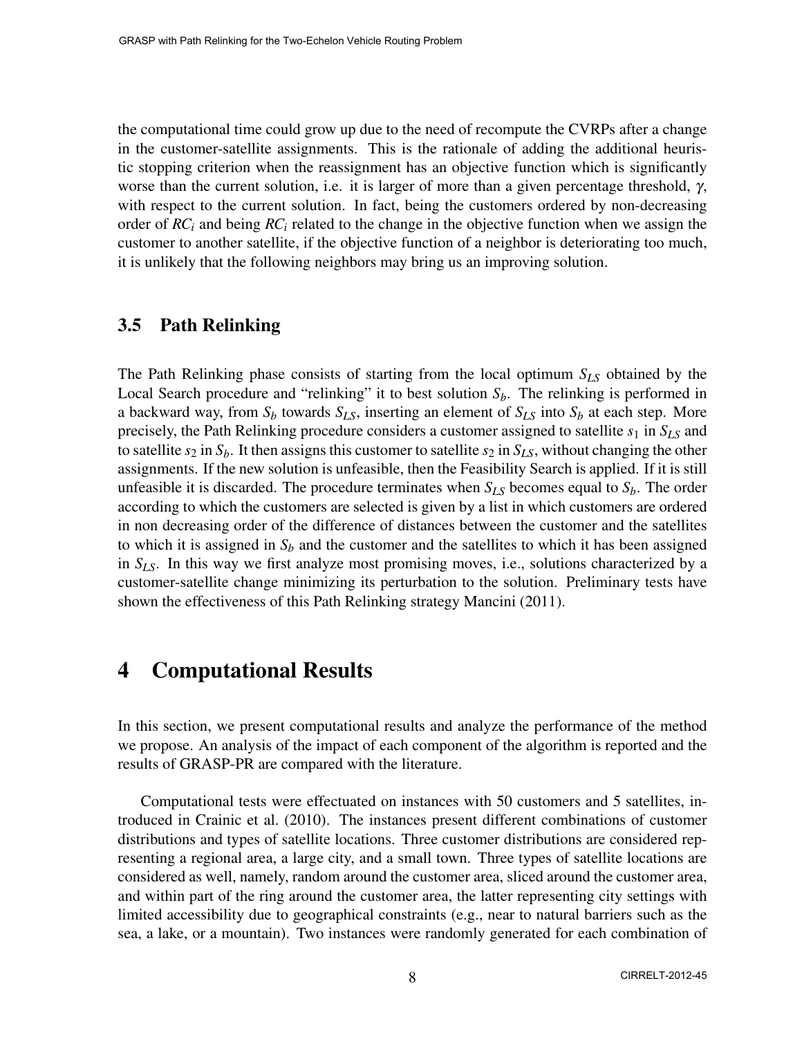the computational time could grow up due to the need of recompute the CVRPs after a change in the customer-satellite assignments. This is the rationale of adding the additional heuristic stopping criterion when the reassignment has an objective function which is significantly worse than the current solution, i.e. it is larger of more than a given percentage threshold, $\gamma$, with respect to the current solution. In fact, being the customers ordered by non-decreasing order of $RC_i$ and being $RC_i$ related to the change in the objective function when we assign the customer to another satellite, if the objective function of a neighbor is deteriorating too much, it is unlikely that the following neighbors may bring us an improving solution.

### 3.5 Path Relinking

The Path Relinking phase consists of starting from the local optimum $S_{LS}$ obtained by the Local Search procedure and "relinking" it to best solution $S_b$. The relinking is performed in a backward way, from $S_b$ towards $S_{LS}$, inserting an element of $S_{LS}$ into $S_b$ at each step. More precisely, the Path Relinking procedure considers a customer assigned to satellite $s_1$ in $S_{LS}$ and to satellite $s_2$ in $S_b$. It then assigns this customer to satellite $s_2$ in $S_{LS}$, without changing the other assignments. If the new solution is unfeasible, then the Feasibility Search is applied. If it is still unfeasible it is discarded. The procedure terminates when $S_{LS}$ becomes equal to $S_b$. The order according to which the customers are selected is given by a list in which customers are ordered in non decreasing order of the difference of distances between the customer and the satellites to which it is assigned in $S_b$ and the customer and the satellites to which it has been assigned in $S_{LS}$. In this way we first analyze most promising moves, i.e., solutions characterized by a customer-satellite change minimizing its perturbation to the solution. Preliminary tests have shown the effectiveness of this Path Relinking strategy Mancini (2011).

## 4 Computational Results

In this section, we present computational results and analyze the performance of the method we propose. An analysis of the impact of each component of the algorithm is reported and the results of GRASP-PR are compared with the literature.

Computational tests were effectuated on instances with 50 customers and 5 satellites, introduced in Crainic et al. (2010). The instances present different combinations of customer distributions and types of satellite locations. Three customer distributions are considered representing a regional area, a large city, and a small town. Three types of satellite locations are considered as well, namely, random around the customer area, sliced around the customer area, and within part of the ring around the customer area, the latter representing city settings with limited accessibility due to geographical constraints (e.g., near to natural barriers such as the sea, a lake, or a mountain). Two instances were randomly generated for each combination of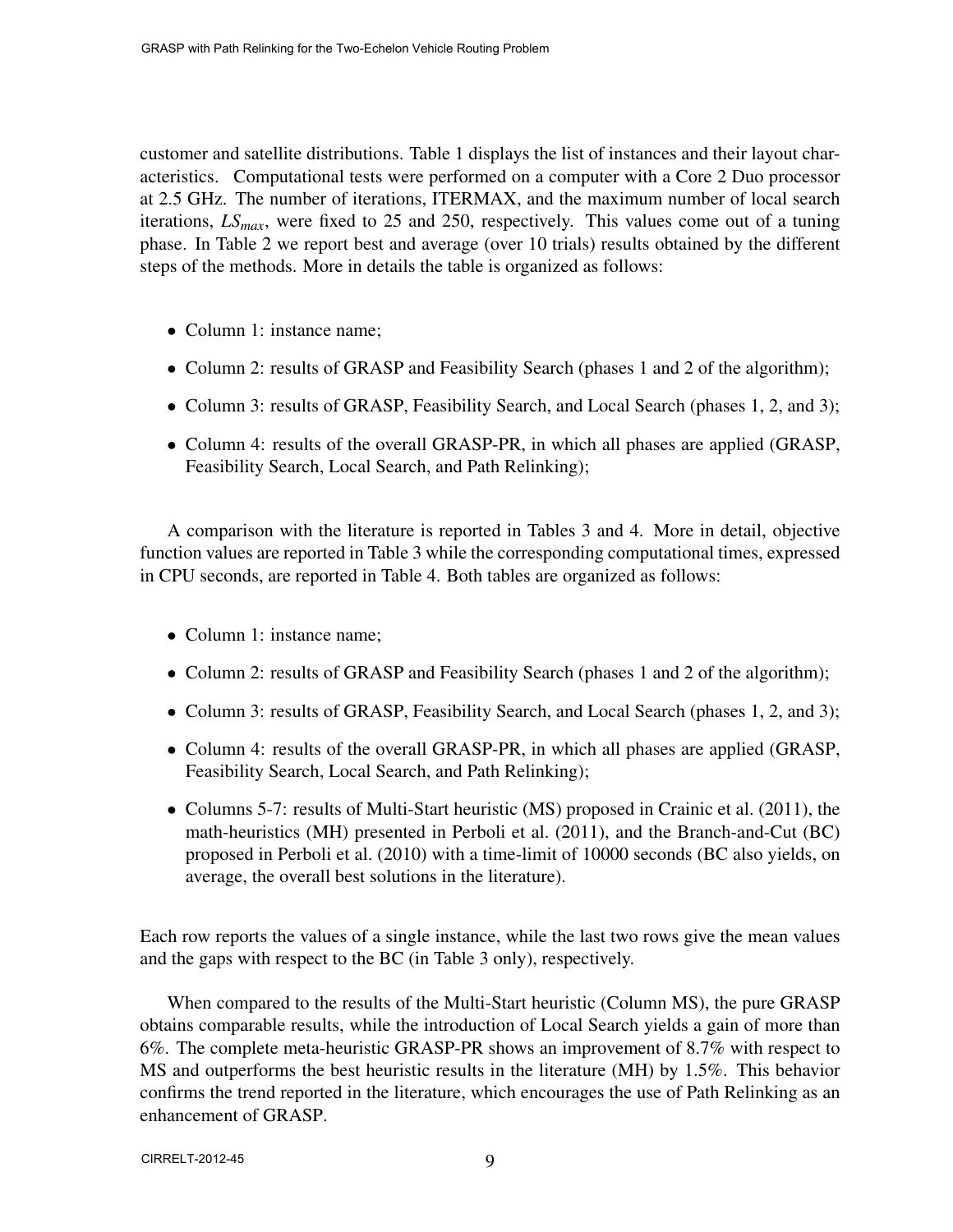customer and satellite distributions. Table 1 displays the list of instances and their layout characteristics. Computational tests were performed on a computer with a Core 2 Duo processor at 2.5 GHz. The number of iterations, ITERMAX, and the maximum number of local search iterations, $LS_{max}$, were fixed to 25 and 250, respectively. This values come out of a tuning phase. In Table 2 we report best and average (over 10 trials) results obtained by the different steps of the methods. More in details the table is organized as follows:

- Column 1: instance name;
- Column 2: results of GRASP and Feasibility Search (phases 1 and 2 of the algorithm);
- Column 3: results of GRASP, Feasibility Search, and Local Search (phases 1, 2, and 3);
- Column 4: results of the overall GRASP-PR, in which all phases are applied (GRASP, Feasibility Search, Local Search, and Path Relinking);

A comparison with the literature is reported in Tables 3 and 4. More in detail, objective function values are reported in Table 3 while the corresponding computational times, expressed in CPU seconds, are reported in Table 4. Both tables are organized as follows:

- Column 1: instance name;
- Column 2: results of GRASP and Feasibility Search (phases 1 and 2 of the algorithm);
- Column 3: results of GRASP, Feasibility Search, and Local Search (phases 1, 2, and 3);
- Column 4: results of the overall GRASP-PR, in which all phases are applied (GRASP, Feasibility Search, Local Search, and Path Relinking);
- Columns 5-7: results of Multi-Start heuristic (MS) proposed in Crainic et al. (2011), the math-heuristics (MH) presented in Perboli et al. (2011), and the Branch-and-Cut (BC) proposed in Perboli et al. (2010) with a time-limit of 10000 seconds (BC also yields, on average, the overall best solutions in the literature).

Each row reports the values of a single instance, while the last two rows give the mean values and the gaps with respect to the BC (in Table 3 only), respectively.

When compared to the results of the Multi-Start heuristic (Column MS), the pure GRASP obtains comparable results, while the introduction of Local Search yields a gain of more than 6%. The complete meta-heuristic GRASP-PR shows an improvement of 8.7% with respect to MS and outperforms the best heuristic results in the literature (MH) by 1.5%. This behavior confirms the trend reported in the literature, which encourages the use of Path Relinking as an enhancement of GRASP.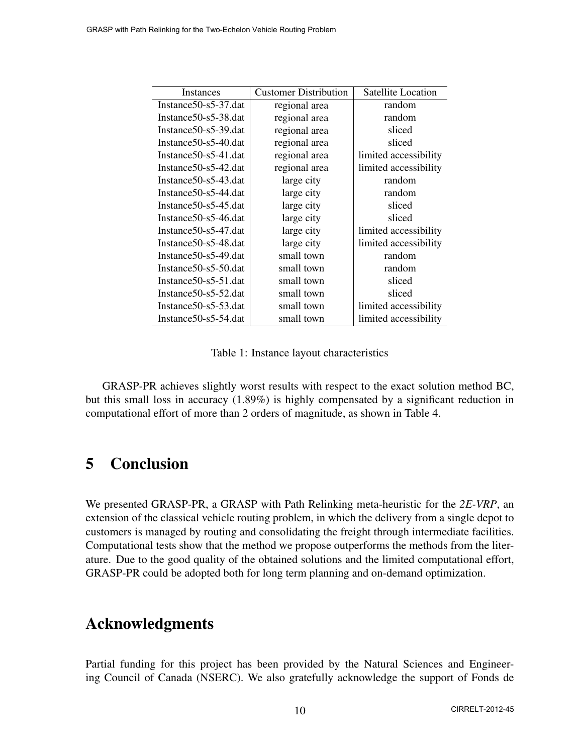| Instances | Customer Distribution | Satellite Location |
| --- | --- | --- |
| Instance50-s5-37.dat | regional area | random |
| Instance50-s5-38.dat | regional area | random |
| Instance50-s5-39.dat | regional area | sliced |
| Instance50-s5-40.dat | regional area | sliced |
| Instance50-s5-41.dat | regional area | limited accessibility |
| Instance50-s5-42.dat | regional area | limited accessibility |
| Instance50-s5-43.dat | large city | random |
| Instance50-s5-44.dat | large city | random |
| Instance50-s5-45.dat | large city | sliced |
| Instance50-s5-46.dat | large city | sliced |
| Instance50-s5-47.dat | large city | limited accessibility |
| Instance50-s5-48.dat | large city | limited accessibility |
| Instance50-s5-49.dat | small town | random |
| Instance50-s5-50.dat | small town | random |
| Instance50-s5-51.dat | small town | sliced |
| Instance50-s5-52.dat | small town | sliced |
| Instance50-s5-53.dat | small town | limited accessibility |
| Instance50-s5-54.dat | small town | limited accessibility |

Table 1: Instance layout characteristics

GRASP-PR achieves slightly worst results with respect to the exact solution method BC, but this small loss in accuracy (1.89%) is highly compensated by a significant reduction in computational effort of more than 2 orders of magnitude, as shown in Table 4.

# 5 Conclusion

We presented GRASP-PR, a GRASP with Path Relinking meta-heuristic for the *2E-VRP*, an extension of the classical vehicle routing problem, in which the delivery from a single depot to customers is managed by routing and consolidating the freight through intermediate facilities. Computational tests show that the method we propose outperforms the methods from the literature. Due to the good quality of the obtained solutions and the limited computational effort, GRASP-PR could be adopted both for long term planning and on-demand optimization.

# Acknowledgments

Partial funding for this project has been provided by the Natural Sciences and Engineering Council of Canada (NSERC). We also gratefully acknowledge the support of Fonds de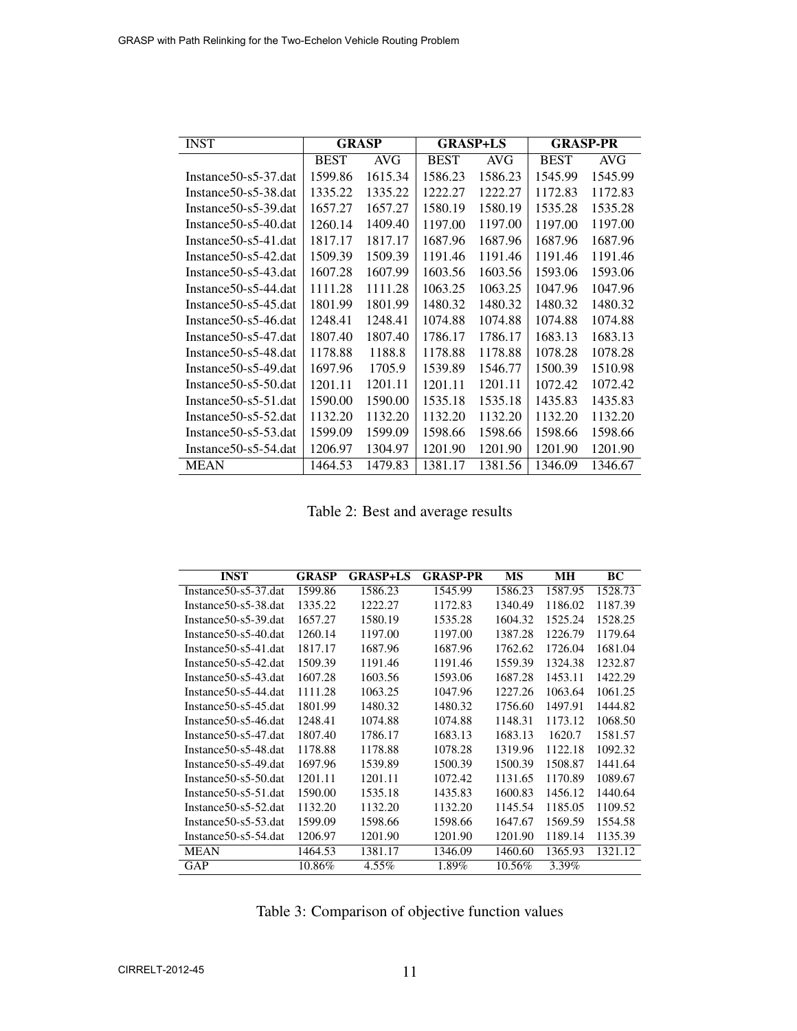| INST | GRASP | | GRASP+LS | | GRASP-PR | |
|---|---|---|---|---|---|---|
| | BEST | AVG | BEST | AVG | BEST | AVG |
| Instance50-s5-37.dat | 1599.86 | 1615.34 | 1586.23 | 1586.23 | 1545.99 | 1545.99 |
| Instance50-s5-38.dat | 1335.22 | 1335.22 | 1222.27 | 1222.27 | 1172.83 | 1172.83 |
| Instance50-s5-39.dat | 1657.27 | 1657.27 | 1580.19 | 1580.19 | 1535.28 | 1535.28 |
| Instance50-s5-40.dat | 1260.14 | 1409.40 | 1197.00 | 1197.00 | 1197.00 | 1197.00 |
| Instance50-s5-41.dat | 1817.17 | 1817.17 | 1687.96 | 1687.96 | 1687.96 | 1687.96 |
| Instance50-s5-42.dat | 1509.39 | 1509.39 | 1191.46 | 1191.46 | 1191.46 | 1191.46 |
| Instance50-s5-43.dat | 1607.28 | 1607.99 | 1603.56 | 1603.56 | 1593.06 | 1593.06 |
| Instance50-s5-44.dat | 1111.28 | 1111.28 | 1063.25 | 1063.25 | 1047.96 | 1047.96 |
| Instance50-s5-45.dat | 1801.99 | 1801.99 | 1480.32 | 1480.32 | 1480.32 | 1480.32 |
| Instance50-s5-46.dat | 1248.41 | 1248.41 | 1074.88 | 1074.88 | 1074.88 | 1074.88 |
| Instance50-s5-47.dat | 1807.40 | 1807.40 | 1786.17 | 1786.17 | 1683.13 | 1683.13 |
| Instance50-s5-48.dat | 1178.88 | 1188.8 | 1178.88 | 1178.88 | 1078.28 | 1078.28 |
| Instance50-s5-49.dat | 1697.96 | 1705.9 | 1539.89 | 1546.77 | 1500.39 | 1510.98 |
| Instance50-s5-50.dat | 1201.11 | 1201.11 | 1201.11 | 1201.11 | 1072.42 | 1072.42 |
| Instance50-s5-51.dat | 1590.00 | 1590.00 | 1535.18 | 1535.18 | 1435.83 | 1435.83 |
| Instance50-s5-52.dat | 1132.20 | 1132.20 | 1132.20 | 1132.20 | 1132.20 | 1132.20 |
| Instance50-s5-53.dat | 1599.09 | 1599.09 | 1598.66 | 1598.66 | 1598.66 | 1598.66 |
| Instance50-s5-54.dat | 1206.97 | 1304.97 | 1201.90 | 1201.90 | 1201.90 | 1201.90 |
| MEAN | 1464.53 | 1479.83 | 1381.17 | 1381.56 | 1346.09 | 1346.67 |

Table 2: Best and average results

| INST | GRASP | GRASP+LS | GRASP-PR | MS | MH | BC |
|---|---|---|---|---|---|---|
| Instance50-s5-37.dat | 1599.86 | 1586.23 | 1545.99 | 1586.23 | 1587.95 | 1528.73 |
| Instance50-s5-38.dat | 1335.22 | 1222.27 | 1172.83 | 1340.49 | 1186.02 | 1187.39 |
| Instance50-s5-39.dat | 1657.27 | 1580.19 | 1535.28 | 1604.32 | 1525.24 | 1528.25 |
| Instance50-s5-40.dat | 1260.14 | 1197.00 | 1197.00 | 1387.28 | 1226.79 | 1179.64 |
| Instance50-s5-41.dat | 1817.17 | 1687.96 | 1687.96 | 1762.62 | 1726.04 | 1681.04 |
| Instance50-s5-42.dat | 1509.39 | 1191.46 | 1191.46 | 1559.39 | 1324.38 | 1232.87 |
| Instance50-s5-43.dat | 1607.28 | 1603.56 | 1593.06 | 1687.28 | 1453.11 | 1422.29 |
| Instance50-s5-44.dat | 1111.28 | 1063.25 | 1047.96 | 1227.26 | 1063.64 | 1061.25 |
| Instance50-s5-45.dat | 1801.99 | 1480.32 | 1480.32 | 1756.60 | 1497.91 | 1444.82 |
| Instance50-s5-46.dat | 1248.41 | 1074.88 | 1074.88 | 1148.31 | 1173.12 | 1068.50 |
| Instance50-s5-47.dat | 1807.40 | 1786.17 | 1683.13 | 1683.13 | 1620.7 | 1581.57 |
| Instance50-s5-48.dat | 1178.88 | 1178.88 | 1078.28 | 1319.96 | 1122.18 | 1092.32 |
| Instance50-s5-49.dat | 1697.96 | 1539.89 | 1500.39 | 1500.39 | 1508.87 | 1441.64 |
| Instance50-s5-50.dat | 1201.11 | 1201.11 | 1072.42 | 1131.65 | 1170.89 | 1089.67 |
| Instance50-s5-51.dat | 1590.00 | 1535.18 | 1435.83 | 1600.83 | 1456.12 | 1440.64 |
| Instance50-s5-52.dat | 1132.20 | 1132.20 | 1132.20 | 1145.54 | 1185.05 | 1109.52 |
| Instance50-s5-53.dat | 1599.09 | 1598.66 | 1598.66 | 1647.67 | 1569.59 | 1554.58 |
| Instance50-s5-54.dat | 1206.97 | 1201.90 | 1201.90 | 1201.90 | 1189.14 | 1135.39 |
| MEAN | 1464.53 | 1381.17 | 1346.09 | 1460.60 | 1365.93 | 1321.12 |
| GAP | 10.86% | 4.55% | 1.89% | 10.56% | 3.39% | |

Table 3: Comparison of objective function values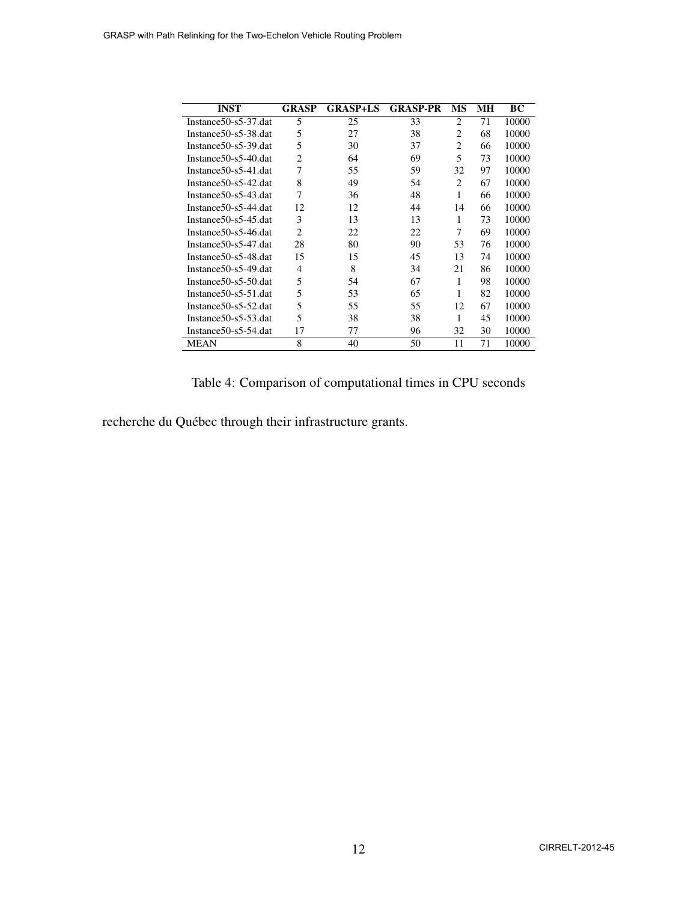| INST | GRASP | GRASP+LS | GRASP-PR | MS | MH | BC |
|---|---|---|---|---|---|---|
| Instance50-s5-37.dat | 5 | 25 | 33 | 2 | 71 | 10000 |
| Instance50-s5-38.dat | 5 | 27 | 38 | 2 | 68 | 10000 |
| Instance50-s5-39.dat | 5 | 30 | 37 | 2 | 66 | 10000 |
| Instance50-s5-40.dat | 2 | 64 | 69 | 5 | 73 | 10000 |
| Instance50-s5-41.dat | 7 | 55 | 59 | 32 | 97 | 10000 |
| Instance50-s5-42.dat | 8 | 49 | 54 | 2 | 67 | 10000 |
| Instance50-s5-43.dat | 7 | 36 | 48 | 1 | 66 | 10000 |
| Instance50-s5-44.dat | 12 | 12 | 44 | 14 | 66 | 10000 |
| Instance50-s5-45.dat | 3 | 13 | 13 | 1 | 73 | 10000 |
| Instance50-s5-46.dat | 2 | 22 | 22 | 7 | 69 | 10000 |
| Instance50-s5-47.dat | 28 | 80 | 90 | 53 | 76 | 10000 |
| Instance50-s5-48.dat | 15 | 15 | 45 | 13 | 74 | 10000 |
| Instance50-s5-49.dat | 4 | 8 | 34 | 21 | 86 | 10000 |
| Instance50-s5-50.dat | 5 | 54 | 67 | 1 | 98 | 10000 |
| Instance50-s5-51.dat | 5 | 53 | 65 | 1 | 82 | 10000 |
| Instance50-s5-52.dat | 5 | 55 | 55 | 12 | 67 | 10000 |
| Instance50-s5-53.dat | 5 | 38 | 38 | 1 | 45 | 10000 |
| Instance50-s5-54.dat | 17 | 77 | 96 | 32 | 30 | 10000 |
| MEAN | 8 | 40 | 50 | 11 | 71 | 10000 |

Table 4: Comparison of computational times in CPU seconds

recherche du Québec through their infrastructure grants.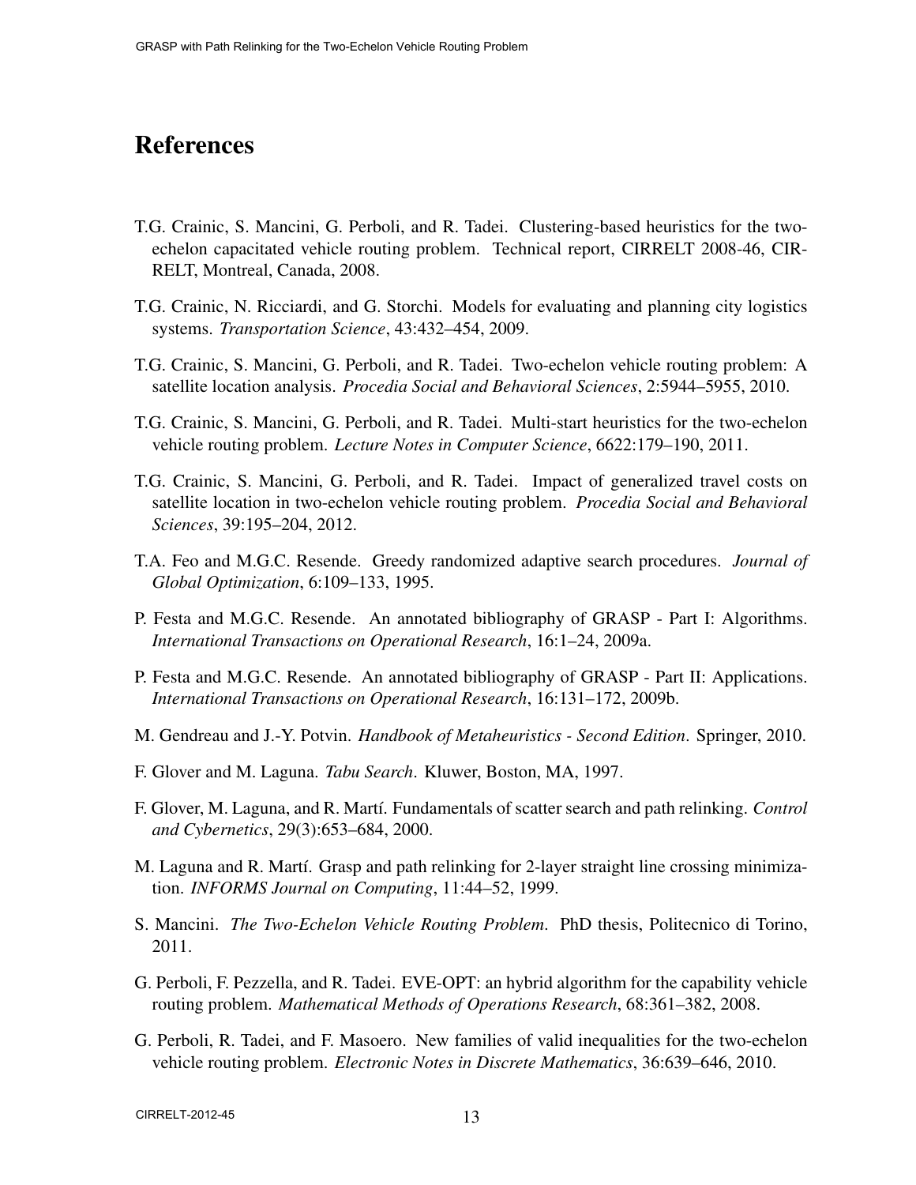# References

T.G. Crainic, S. Mancini, G. Perboli, and R. Tadei. Clustering-based heuristics for the two-echelon capacitated vehicle routing problem. Technical report, CIRRELT 2008-46, CIRRELT, Montreal, Canada, 2008.

T.G. Crainic, N. Ricciardi, and G. Storchi. Models for evaluating and planning city logistics systems. *Transportation Science*, 43:432–454, 2009.

T.G. Crainic, S. Mancini, G. Perboli, and R. Tadei. Two-echelon vehicle routing problem: A satellite location analysis. *Procedia Social and Behavioral Sciences*, 2:5944–5955, 2010.

T.G. Crainic, S. Mancini, G. Perboli, and R. Tadei. Multi-start heuristics for the two-echelon vehicle routing problem. *Lecture Notes in Computer Science*, 6622:179–190, 2011.

T.G. Crainic, S. Mancini, G. Perboli, and R. Tadei. Impact of generalized travel costs on satellite location in two-echelon vehicle routing problem. *Procedia Social and Behavioral Sciences*, 39:195–204, 2012.

T.A. Feo and M.G.C. Resende. Greedy randomized adaptive search procedures. *Journal of Global Optimization*, 6:109–133, 1995.

P. Festa and M.G.C. Resende. An annotated bibliography of GRASP - Part I: Algorithms. *International Transactions on Operational Research*, 16:1–24, 2009a.

P. Festa and M.G.C. Resende. An annotated bibliography of GRASP - Part II: Applications. *International Transactions on Operational Research*, 16:131–172, 2009b.

M. Gendreau and J.-Y. Potvin. *Handbook of Metaheuristics - Second Edition*. Springer, 2010.

F. Glover and M. Laguna. *Tabu Search*. Kluwer, Boston, MA, 1997.

F. Glover, M. Laguna, and R. Martí. Fundamentals of scatter search and path relinking. *Control and Cybernetics*, 29(3):653–684, 2000.

M. Laguna and R. Martí. Grasp and path relinking for 2-layer straight line crossing minimization. *INFORMS Journal on Computing*, 11:44–52, 1999.

S. Mancini. *The Two-Echelon Vehicle Routing Problem*. PhD thesis, Politecnico di Torino, 2011.

G. Perboli, F. Pezzella, and R. Tadei. EVE-OPT: an hybrid algorithm for the capability vehicle routing problem. *Mathematical Methods of Operations Research*, 68:361–382, 2008.

G. Perboli, R. Tadei, and F. Masoero. New families of valid inequalities for the two-echelon vehicle routing problem. *Electronic Notes in Discrete Mathematics*, 36:639–646, 2010.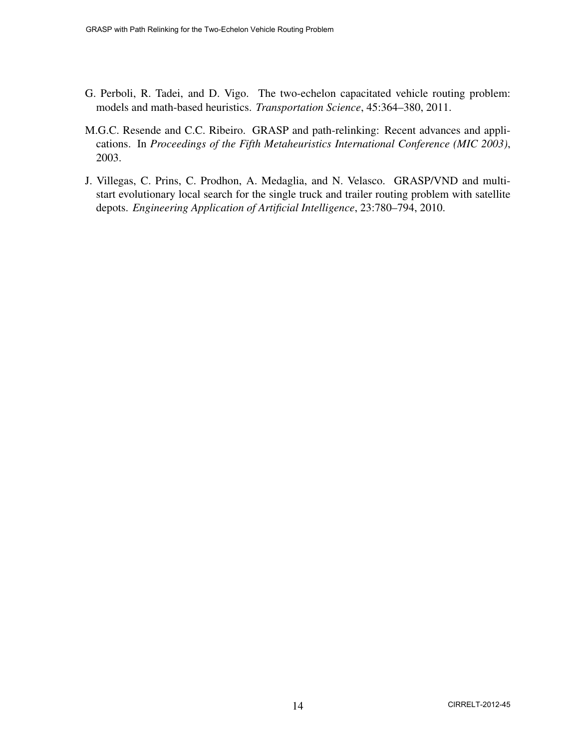G. Perboli, R. Tadei, and D. Vigo. The two-echelon capacitated vehicle routing problem: models and math-based heuristics. *Transportation Science*, 45:364–380, 2011.

M.G.C. Resende and C.C. Ribeiro. GRASP and path-relinking: Recent advances and applications. In *Proceedings of the Fifth Metaheuristics International Conference (MIC 2003)*, 2003.

J. Villegas, C. Prins, C. Prodhon, A. Medaglia, and N. Velasco. GRASP/VND and multi-start evolutionary local search for the single truck and trailer routing problem with satellite depots. *Engineering Application of Artificial Intelligence*, 23:780–794, 2010.